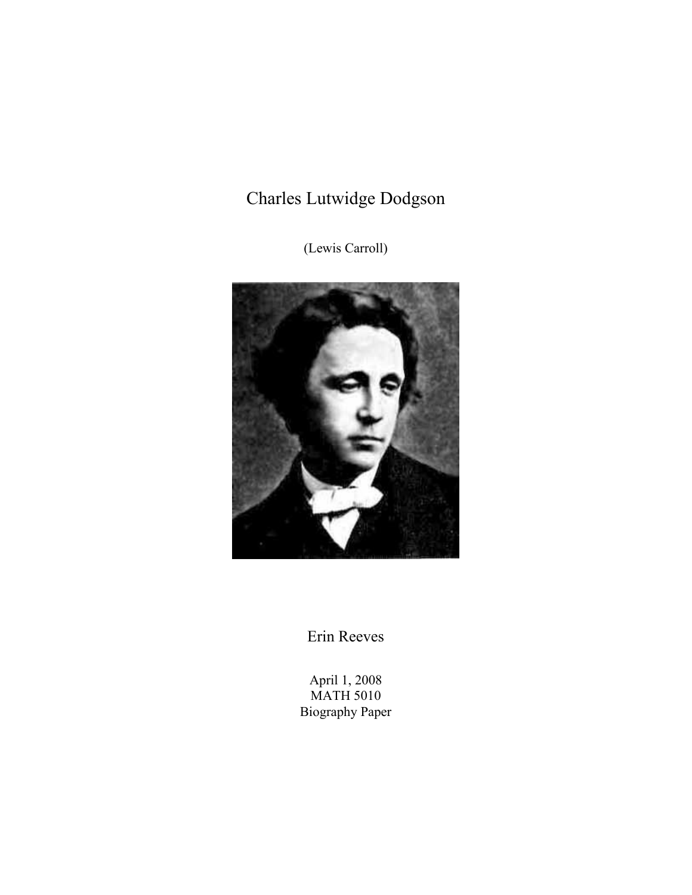# Charles Lutwidge Dodgson

(Lewis Carroll)

Erin Reeves

April 1, 2008
MATH 5010
Biography Paper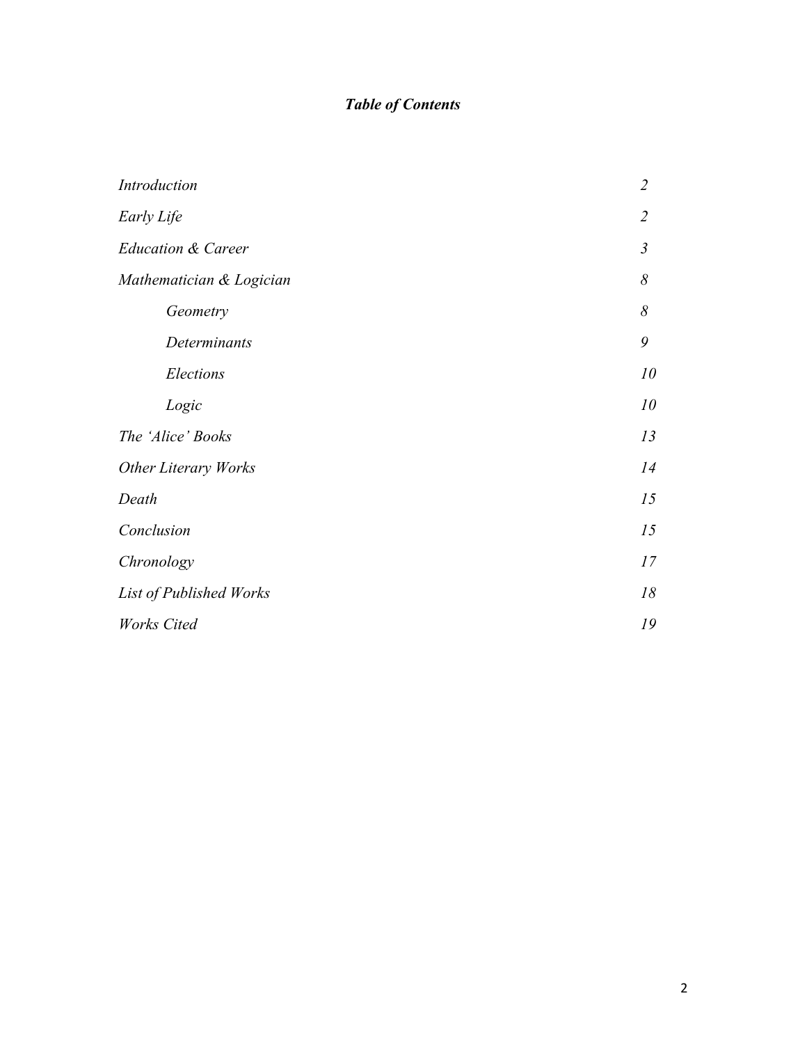## ***Table of Contents***

| | |
|---|---|
| *Introduction* | *2* |
| *Early Life* | *2* |
| *Education & Career* | *3* |
| *Mathematician & Logician* | *8* |
| &nbsp;&nbsp;&nbsp;&nbsp;*Geometry* | *8* |
| &nbsp;&nbsp;&nbsp;&nbsp;*Determinants* | *9* |
| &nbsp;&nbsp;&nbsp;&nbsp;*Elections* | *10* |
| &nbsp;&nbsp;&nbsp;&nbsp;*Logic* | *10* |
| *The 'Alice' Books* | *13* |
| *Other Literary Works* | *14* |
| *Death* | *15* |
| *Conclusion* | *15* |
| *Chronology* | *17* |
| *List of Published Works* | *18* |
| *Works Cited* | *19* |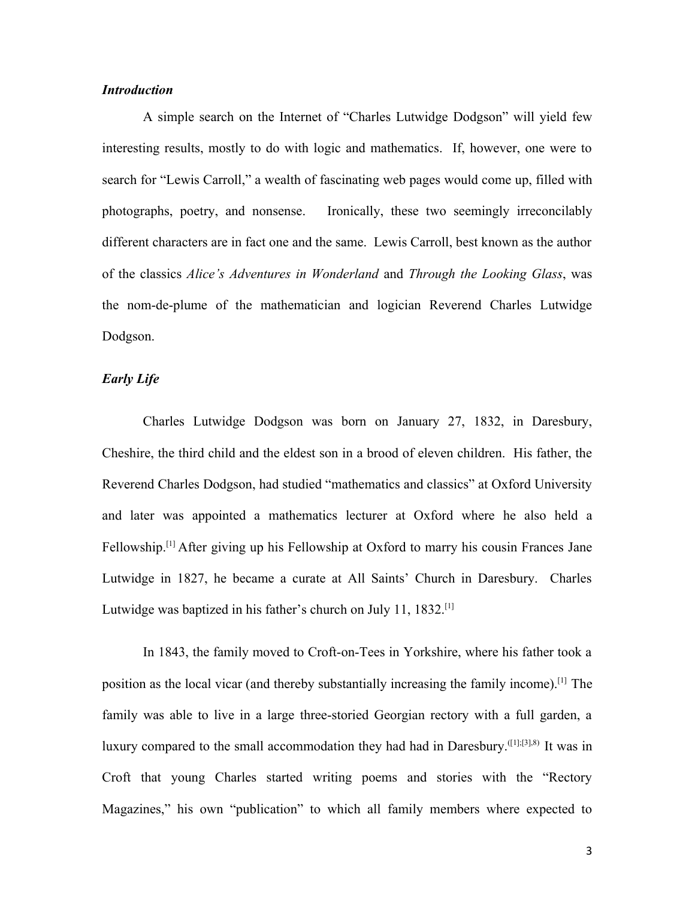***Introduction***

A simple search on the Internet of "Charles Lutwidge Dodgson" will yield few interesting results, mostly to do with logic and mathematics. If, however, one were to search for "Lewis Carroll," a wealth of fascinating web pages would come up, filled with photographs, poetry, and nonsense. Ironically, these two seemingly irreconcilably different characters are in fact one and the same. Lewis Carroll, best known as the author of the classics *Alice's Adventures in Wonderland* and *Through the Looking Glass*, was the nom-de-plume of the mathematician and logician Reverend Charles Lutwidge Dodgson.

***Early Life***

Charles Lutwidge Dodgson was born on January 27, 1832, in Daresbury, Cheshire, the third child and the eldest son in a brood of eleven children. His father, the Reverend Charles Dodgson, had studied "mathematics and classics" at Oxford University and later was appointed a mathematics lecturer at Oxford where he also held a Fellowship.[1] After giving up his Fellowship at Oxford to marry his cousin Frances Jane Lutwidge in 1827, he became a curate at All Saints' Church in Daresbury. Charles Lutwidge was baptized in his father's church on July 11, 1832.[1]

In 1843, the family moved to Croft-on-Tees in Yorkshire, where his father took a position as the local vicar (and thereby substantially increasing the family income).[1] The family was able to live in a large three-storied Georgian rectory with a full garden, a luxury compared to the small accommodation they had had in Daresbury.([1];[3],8) It was in Croft that young Charles started writing poems and stories with the "Rectory Magazines," his own "publication" to which all family members where expected to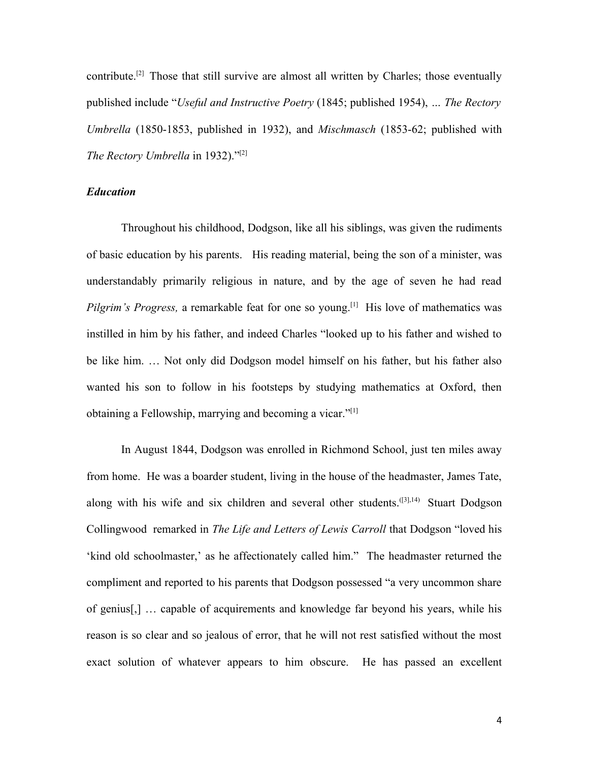contribute.[2] Those that still survive are almost all written by Charles; those eventually published include "*Useful and Instructive Poetry* (1845; published 1954), ... *The Rectory Umbrella* (1850-1853, published in 1932), and *Mischmasch* (1853-62; published with *The Rectory Umbrella* in 1932)."[2]

### *Education*

Throughout his childhood, Dodgson, like all his siblings, was given the rudiments of basic education by his parents. His reading material, being the son of a minister, was understandably primarily religious in nature, and by the age of seven he had read *Pilgrim's Progress,* a remarkable feat for one so young.[1] His love of mathematics was instilled in him by his father, and indeed Charles "looked up to his father and wished to be like him. … Not only did Dodgson model himself on his father, but his father also wanted his son to follow in his footsteps by studying mathematics at Oxford, then obtaining a Fellowship, marrying and becoming a vicar."[1]

In August 1844, Dodgson was enrolled in Richmond School, just ten miles away from home. He was a boarder student, living in the house of the headmaster, James Tate, along with his wife and six children and several other students.([3],14) Stuart Dodgson Collingwood remarked in *The Life and Letters of Lewis Carroll* that Dodgson "loved his 'kind old schoolmaster,' as he affectionately called him." The headmaster returned the compliment and reported to his parents that Dodgson possessed "a very uncommon share of genius[,] … capable of acquirements and knowledge far beyond his years, while his reason is so clear and so jealous of error, that he will not rest satisfied without the most exact solution of whatever appears to him obscure. He has passed an excellent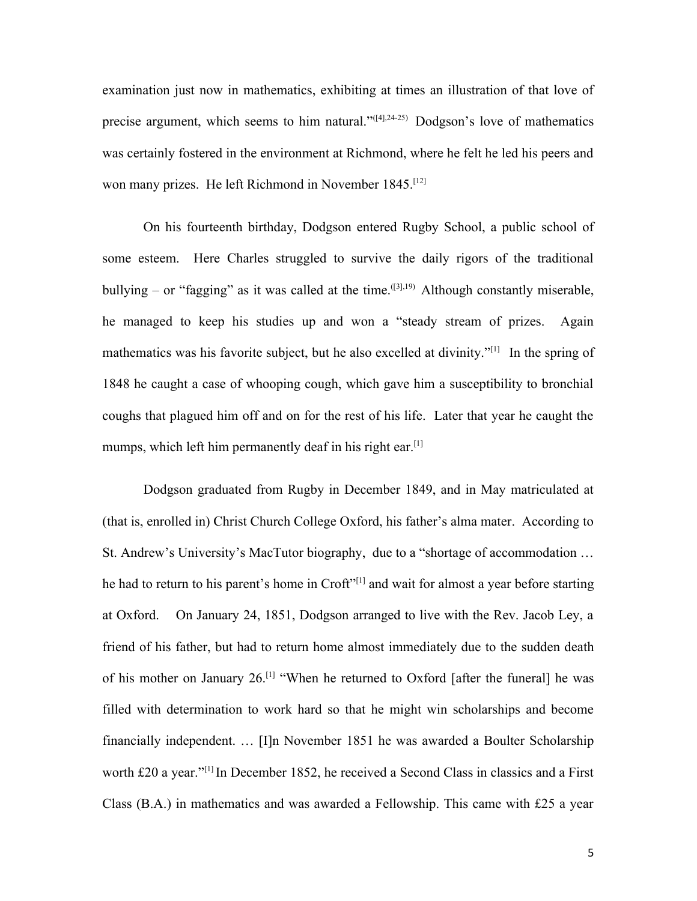examination just now in mathematics, exhibiting at times an illustration of that love of precise argument, which seems to him natural."([4],24-25) Dodgson's love of mathematics was certainly fostered in the environment at Richmond, where he felt he led his peers and won many prizes. He left Richmond in November 1845.[12]

On his fourteenth birthday, Dodgson entered Rugby School, a public school of some esteem. Here Charles struggled to survive the daily rigors of the traditional bullying – or "fagging" as it was called at the time.([3],19) Although constantly miserable, he managed to keep his studies up and won a "steady stream of prizes. Again mathematics was his favorite subject, but he also excelled at divinity."[1] In the spring of 1848 he caught a case of whooping cough, which gave him a susceptibility to bronchial coughs that plagued him off and on for the rest of his life. Later that year he caught the mumps, which left him permanently deaf in his right ear.[1]

Dodgson graduated from Rugby in December 1849, and in May matriculated at (that is, enrolled in) Christ Church College Oxford, his father's alma mater. According to St. Andrew's University's MacTutor biography, due to a "shortage of accommodation … he had to return to his parent's home in Croft"[1] and wait for almost a year before starting at Oxford. On January 24, 1851, Dodgson arranged to live with the Rev. Jacob Ley, a friend of his father, but had to return home almost immediately due to the sudden death of his mother on January 26.[1] "When he returned to Oxford [after the funeral] he was filled with determination to work hard so that he might win scholarships and become financially independent. … [I]n November 1851 he was awarded a Boulter Scholarship worth £20 a year."[1] In December 1852, he received a Second Class in classics and a First Class (B.A.) in mathematics and was awarded a Fellowship. This came with £25 a year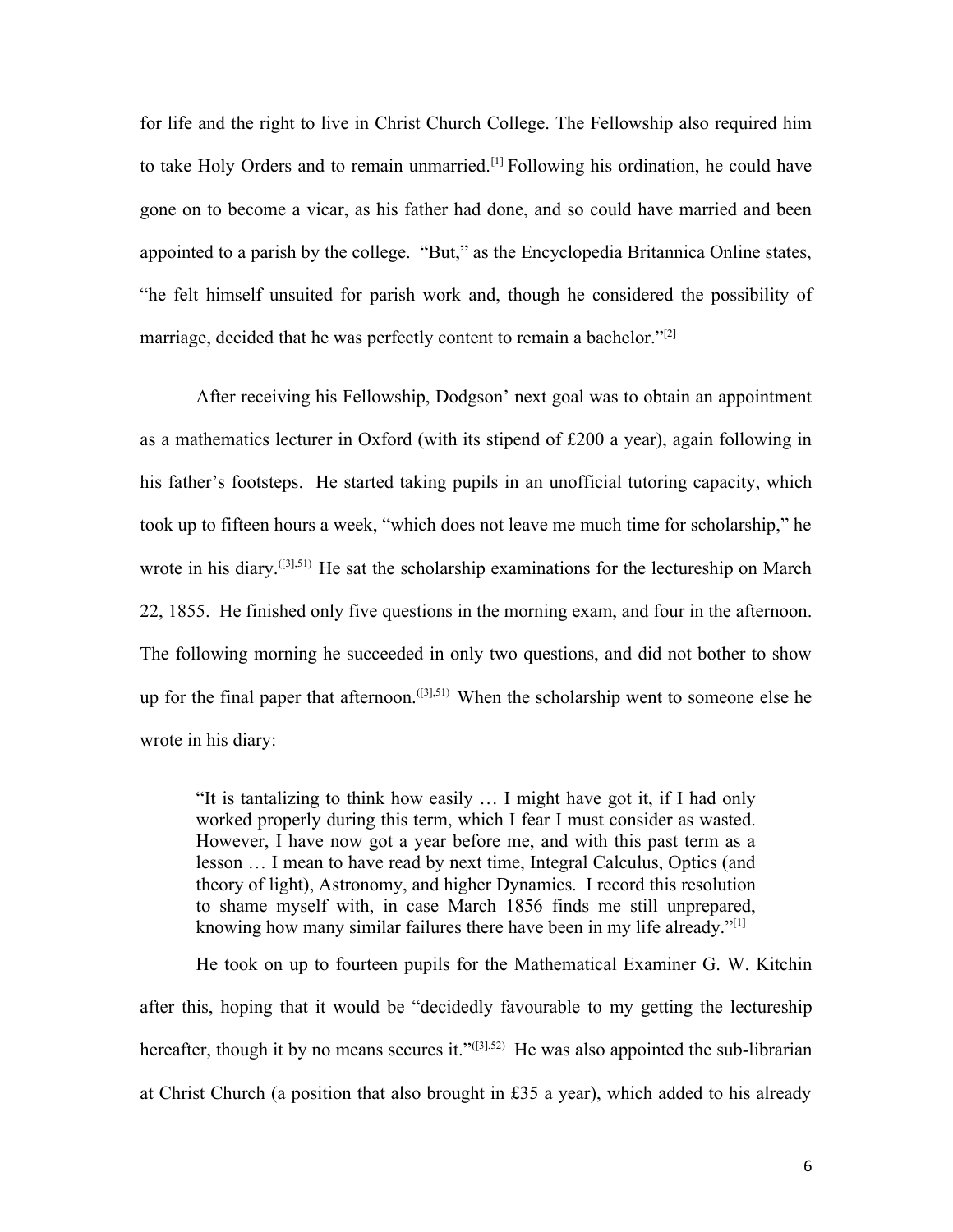for life and the right to live in Christ Church College. The Fellowship also required him to take Holy Orders and to remain unmarried.[1] Following his ordination, he could have gone on to become a vicar, as his father had done, and so could have married and been appointed to a parish by the college. "But," as the Encyclopedia Britannica Online states, "he felt himself unsuited for parish work and, though he considered the possibility of marriage, decided that he was perfectly content to remain a bachelor."[2]

After receiving his Fellowship, Dodgson' next goal was to obtain an appointment as a mathematics lecturer in Oxford (with its stipend of £200 a year), again following in his father's footsteps. He started taking pupils in an unofficial tutoring capacity, which took up to fifteen hours a week, "which does not leave me much time for scholarship," he wrote in his diary.([3],51) He sat the scholarship examinations for the lectureship on March 22, 1855. He finished only five questions in the morning exam, and four in the afternoon. The following morning he succeeded in only two questions, and did not bother to show up for the final paper that afternoon.([3],51) When the scholarship went to someone else he wrote in his diary:

> "It is tantalizing to think how easily … I might have got it, if I had only worked properly during this term, which I fear I must consider as wasted. However, I have now got a year before me, and with this past term as a lesson … I mean to have read by next time, Integral Calculus, Optics (and theory of light), Astronomy, and higher Dynamics. I record this resolution to shame myself with, in case March 1856 finds me still unprepared, knowing how many similar failures there have been in my life already."[1]

He took on up to fourteen pupils for the Mathematical Examiner G. W. Kitchin after this, hoping that it would be "decidedly favourable to my getting the lectureship hereafter, though it by no means secures it."([3],52) He was also appointed the sub-librarian at Christ Church (a position that also brought in £35 a year), which added to his already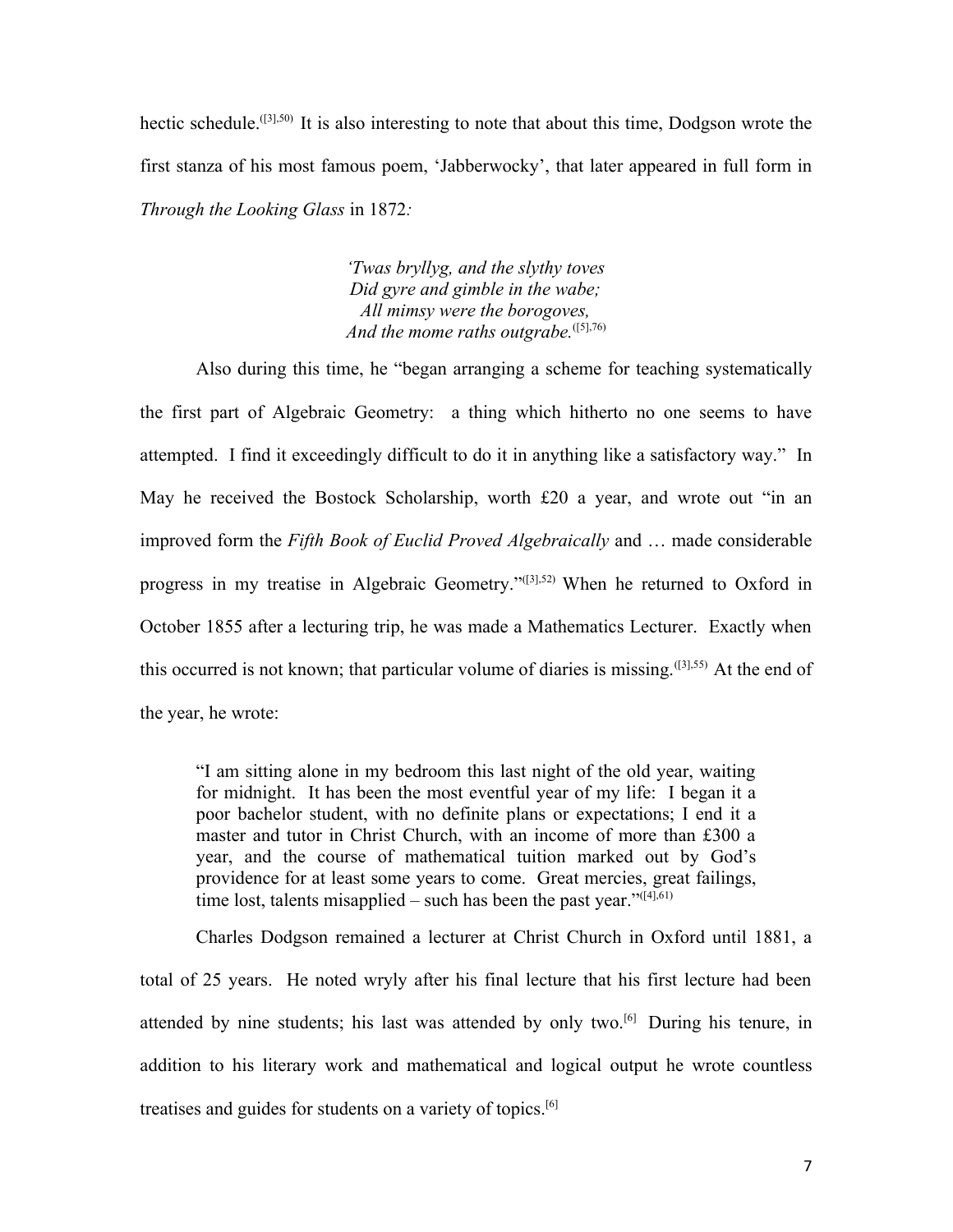hectic schedule.[[3],50] It is also interesting to note that about this time, Dodgson wrote the first stanza of his most famous poem, 'Jabberwocky', that later appeared in full form in *Through the Looking Glass* in 1872*:*

> *'Twas bryllyg, and the slythy toves*
> *Did gyre and gimble in the wabe;*
> *All mimsy were the borogoves,*
> *And the mome raths outgrabe.*[[5],76]

Also during this time, he "began arranging a scheme for teaching systematically the first part of Algebraic Geometry: a thing which hitherto no one seems to have attempted. I find it exceedingly difficult to do it in anything like a satisfactory way." In May he received the Bostock Scholarship, worth £20 a year, and wrote out "in an improved form the *Fifth Book of Euclid Proved Algebraically* and … made considerable progress in my treatise in Algebraic Geometry."[[3],52] When he returned to Oxford in October 1855 after a lecturing trip, he was made a Mathematics Lecturer. Exactly when this occurred is not known; that particular volume of diaries is missing.[[3],55] At the end of the year, he wrote:

> "I am sitting alone in my bedroom this last night of the old year, waiting for midnight. It has been the most eventful year of my life: I began it a poor bachelor student, with no definite plans or expectations; I end it a master and tutor in Christ Church, with an income of more than £300 a year, and the course of mathematical tuition marked out by God's providence for at least some years to come. Great mercies, great failings, time lost, talents misapplied – such has been the past year."[[4],61]

Charles Dodgson remained a lecturer at Christ Church in Oxford until 1881, a total of 25 years. He noted wryly after his final lecture that his first lecture had been attended by nine students; his last was attended by only two.[6] During his tenure, in addition to his literary work and mathematical and logical output he wrote countless treatises and guides for students on a variety of topics.[6]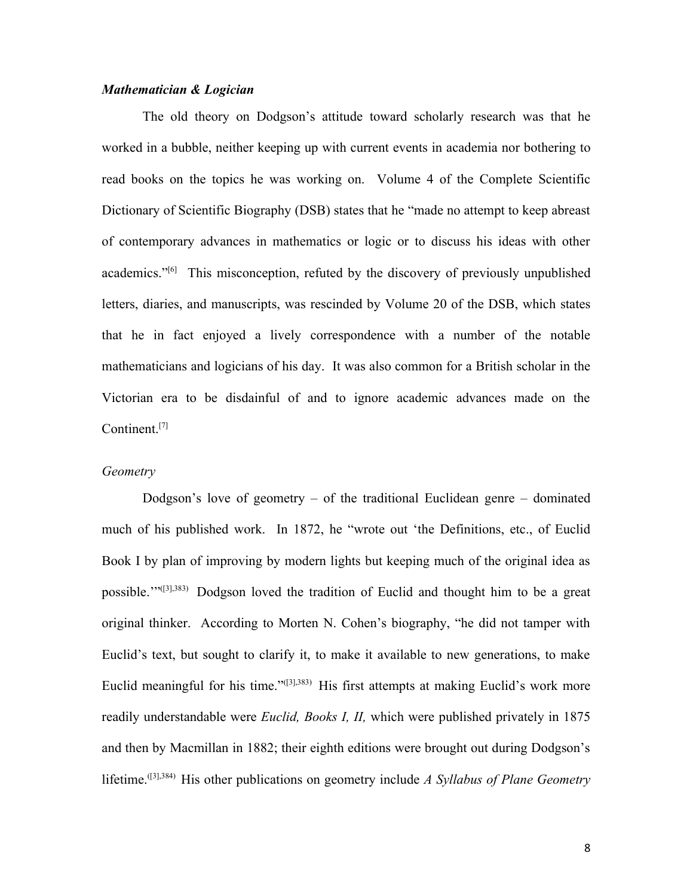***Mathematician & Logician***

The old theory on Dodgson's attitude toward scholarly research was that he worked in a bubble, neither keeping up with current events in academia nor bothering to read books on the topics he was working on. Volume 4 of the Complete Scientific Dictionary of Scientific Biography (DSB) states that he "made no attempt to keep abreast of contemporary advances in mathematics or logic or to discuss his ideas with other academics."[6] This misconception, refuted by the discovery of previously unpublished letters, diaries, and manuscripts, was rescinded by Volume 20 of the DSB, which states that he in fact enjoyed a lively correspondence with a number of the notable mathematicians and logicians of his day. It was also common for a British scholar in the Victorian era to be disdainful of and to ignore academic advances made on the Continent.[7]

*Geometry*

Dodgson's love of geometry – of the traditional Euclidean genre – dominated much of his published work. In 1872, he "wrote out 'the Definitions, etc., of Euclid Book I by plan of improving by modern lights but keeping much of the original idea as possible.'"([3],383) Dodgson loved the tradition of Euclid and thought him to be a great original thinker. According to Morten N. Cohen's biography, "he did not tamper with Euclid's text, but sought to clarify it, to make it available to new generations, to make Euclid meaningful for his time."([3],383) His first attempts at making Euclid's work more readily understandable were *Euclid, Books I, II,* which were published privately in 1875 and then by Macmillan in 1882; their eighth editions were brought out during Dodgson's lifetime.([3],384) His other publications on geometry include *A Syllabus of Plane Geometry*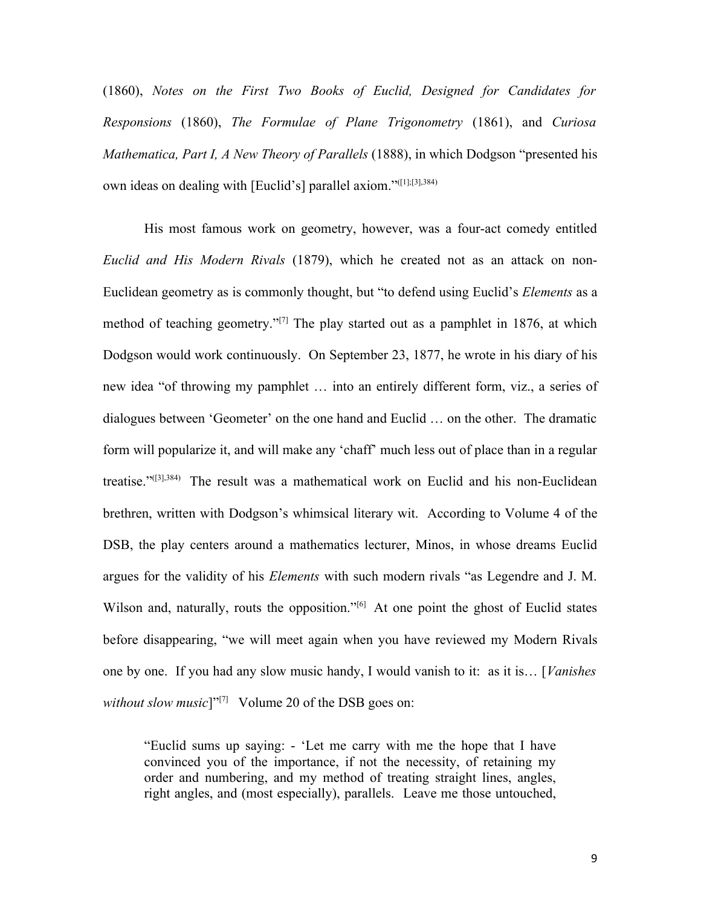(1860), *Notes on the First Two Books of Euclid, Designed for Candidates for Responsions* (1860), *The Formulae of Plane Trigonometry* (1861), and *Curiosa Mathematica, Part I, A New Theory of Parallels* (1888), in which Dodgson "presented his own ideas on dealing with [Euclid's] parallel axiom."([1];[3],384)

His most famous work on geometry, however, was a four-act comedy entitled *Euclid and His Modern Rivals* (1879), which he created not as an attack on non-Euclidean geometry as is commonly thought, but "to defend using Euclid's *Elements* as a method of teaching geometry."[7] The play started out as a pamphlet in 1876, at which Dodgson would work continuously. On September 23, 1877, he wrote in his diary of his new idea "of throwing my pamphlet … into an entirely different form, viz., a series of dialogues between 'Geometer' on the one hand and Euclid … on the other. The dramatic form will popularize it, and will make any 'chaff' much less out of place than in a regular treatise."([3],384) The result was a mathematical work on Euclid and his non-Euclidean brethren, written with Dodgson's whimsical literary wit. According to Volume 4 of the DSB, the play centers around a mathematics lecturer, Minos, in whose dreams Euclid argues for the validity of his *Elements* with such modern rivals "as Legendre and J. M. Wilson and, naturally, routs the opposition."[6] At one point the ghost of Euclid states before disappearing, "we will meet again when you have reviewed my Modern Rivals one by one. If you had any slow music handy, I would vanish to it: as it is… [*Vanishes without slow music*]"[7] Volume 20 of the DSB goes on:

> "Euclid sums up saying: - 'Let me carry with me the hope that I have convinced you of the importance, if not the necessity, of retaining my order and numbering, and my method of treating straight lines, angles, right angles, and (most especially), parallels. Leave me those untouched,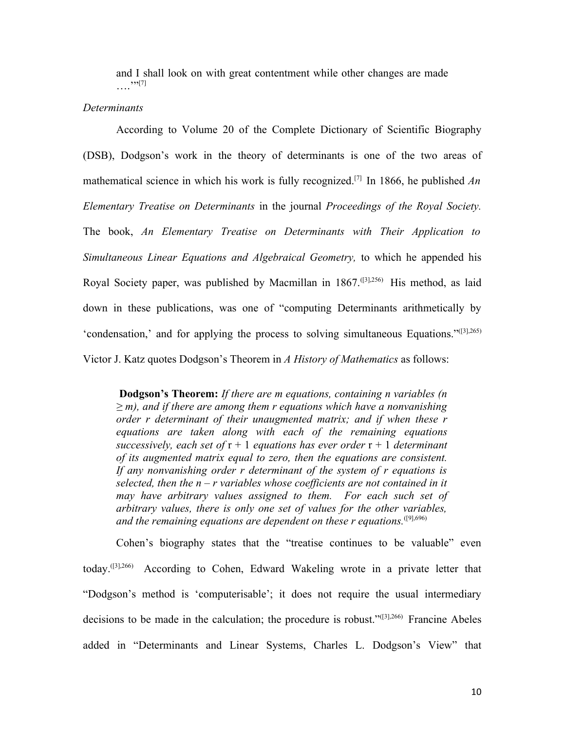and I shall look on with great contentment while other changes are made ….'"[7]

*Determinants*

According to Volume 20 of the Complete Dictionary of Scientific Biography (DSB), Dodgson's work in the theory of determinants is one of the two areas of mathematical science in which his work is fully recognized.[7] In 1866, he published *An Elementary Treatise on Determinants* in the journal *Proceedings of the Royal Society.* The book, *An Elementary Treatise on Determinants with Their Application to Simultaneous Linear Equations and Algebraical Geometry,* to which he appended his Royal Society paper, was published by Macmillan in 1867.([3],256) His method, as laid down in these publications, was one of "computing Determinants arithmetically by 'condensation,' and for applying the process to solving simultaneous Equations."([3],265) Victor J. Katz quotes Dodgson's Theorem in *A History of Mathematics* as follows:

> **Dodgson's Theorem:** *If there are m equations, containing n variables (n ≥ m), and if there are among them r equations which have a nonvanishing order r determinant of their unaugmented matrix; and if when these r equations are taken along with each of the remaining equations successively, each set of* r + 1 *equations has ever order* r + 1 *determinant of its augmented matrix equal to zero, then the equations are consistent. If any nonvanishing order r determinant of the system of r equations is selected, then the n – r variables whose coefficients are not contained in it may have arbitrary values assigned to them. For each such set of arbitrary values, there is only one set of values for the other variables, and the remaining equations are dependent on these r equations.*([9],696)

Cohen's biography states that the "treatise continues to be valuable" even today.([3],266) According to Cohen, Edward Wakeling wrote in a private letter that "Dodgson's method is 'computerisable'; it does not require the usual intermediary decisions to be made in the calculation; the procedure is robust."([3],266) Francine Abeles added in "Determinants and Linear Systems, Charles L. Dodgson's View" that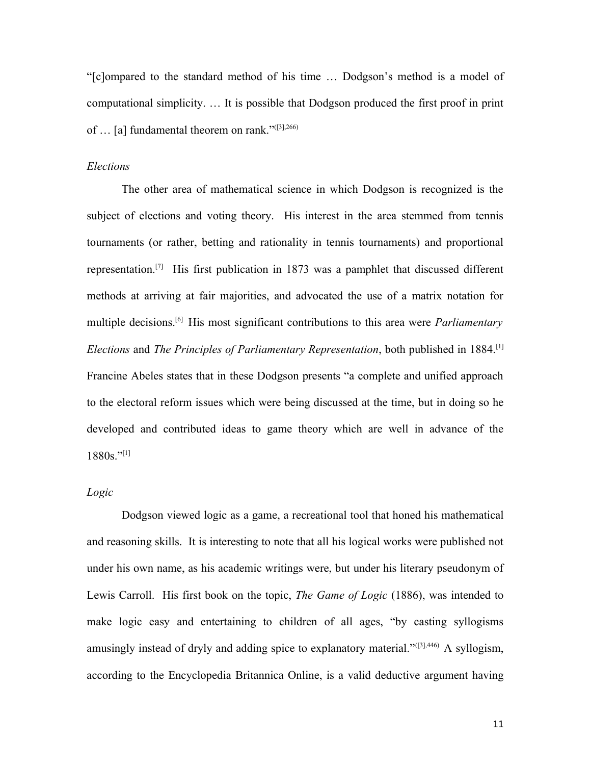"[c]ompared to the standard method of his time … Dodgson's method is a model of computational simplicity. … It is possible that Dodgson produced the first proof in print of … [a] fundamental theorem on rank."([3],266)

*Elections*

The other area of mathematical science in which Dodgson is recognized is the subject of elections and voting theory. His interest in the area stemmed from tennis tournaments (or rather, betting and rationality in tennis tournaments) and proportional representation.[7] His first publication in 1873 was a pamphlet that discussed different methods at arriving at fair majorities, and advocated the use of a matrix notation for multiple decisions.[6] His most significant contributions to this area were *Parliamentary Elections* and *The Principles of Parliamentary Representation*, both published in 1884.[1] Francine Abeles states that in these Dodgson presents "a complete and unified approach to the electoral reform issues which were being discussed at the time, but in doing so he developed and contributed ideas to game theory which are well in advance of the 1880s."[1]

*Logic*

Dodgson viewed logic as a game, a recreational tool that honed his mathematical and reasoning skills. It is interesting to note that all his logical works were published not under his own name, as his academic writings were, but under his literary pseudonym of Lewis Carroll. His first book on the topic, *The Game of Logic* (1886), was intended to make logic easy and entertaining to children of all ages, "by casting syllogisms amusingly instead of dryly and adding spice to explanatory material."([3],446) A syllogism, according to the Encyclopedia Britannica Online, is a valid deductive argument having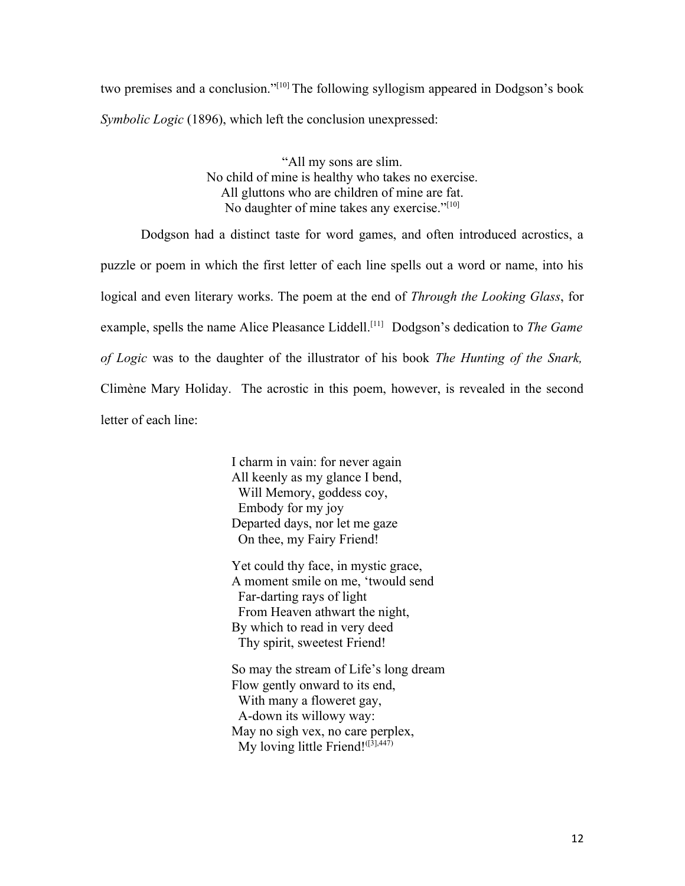two premises and a conclusion."[10] The following syllogism appeared in Dodgson's book *Symbolic Logic* (1896), which left the conclusion unexpressed:

> "All my sons are slim.
> No child of mine is healthy who takes no exercise.
> All gluttons who are children of mine are fat.
> No daughter of mine takes any exercise."[10]

Dodgson had a distinct taste for word games, and often introduced acrostics, a puzzle or poem in which the first letter of each line spells out a word or name, into his logical and even literary works. The poem at the end of *Through the Looking Glass*, for example, spells the name Alice Pleasance Liddell.[11] Dodgson's dedication to *The Game of Logic* was to the daughter of the illustrator of his book *The Hunting of the Snark,* Climène Mary Holiday. The acrostic in this poem, however, is revealed in the second letter of each line:

> I charm in vain: for never again
> All keenly as my glance I bend,
>   Will Memory, goddess coy,
>   Embody for my joy
> Departed days, nor let me gaze
>   On thee, my Fairy Friend!
>
> Yet could thy face, in mystic grace,
> A moment smile on me, 'twould send
>   Far-darting rays of light
>   From Heaven athwart the night,
> By which to read in very deed
>   Thy spirit, sweetest Friend!
>
> So may the stream of Life's long dream
> Flow gently onward to its end,
>   With many a floweret gay,
>   A-down its willowy way:
> May no sigh vex, no care perplex,
>   My loving little Friend![([3],447)]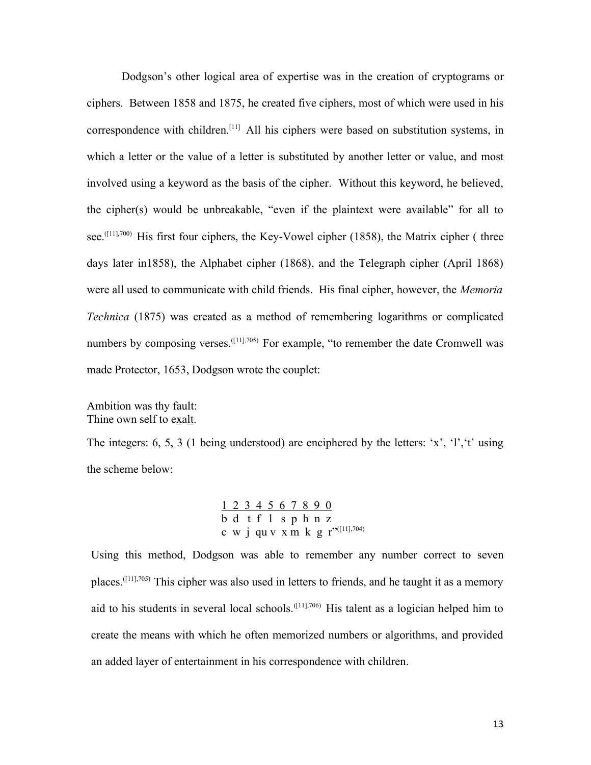Dodgson's other logical area of expertise was in the creation of cryptograms or ciphers. Between 1858 and 1875, he created five ciphers, most of which were used in his correspondence with children.[11] All his ciphers were based on substitution systems, in which a letter or the value of a letter is substituted by another letter or value, and most involved using a keyword as the basis of the cipher. Without this keyword, he believed, the cipher(s) would be unbreakable, "even if the plaintext were available" for all to see.([11],700) His first four ciphers, the Key-Vowel cipher (1858), the Matrix cipher ( three days later in1858), the Alphabet cipher (1868), and the Telegraph cipher (April 1868) were all used to communicate with child friends. His final cipher, however, the *Memoria Technica* (1875) was created as a method of remembering logarithms or complicated numbers by composing verses.([11],705) For example, "to remember the date Cromwell was made Protector, 1653, Dodgson wrote the couplet:

Ambition was thy fault:
Thine own self to e<u>x</u>a<u>lt</u>.

The integers: 6, 5, 3 (1 being understood) are enciphered by the letters: 'x', 'l','t' using the scheme below:

| 1 | 2 | 3 | 4 | 5 | 6 | 7 | 8 | 9 | 0 |
|---|---|---|---|---|---|---|---|---|---|
| b | d | t | f | l | s | p | h | n | z |
| c | w | j | qu | v | x | m | k | g | r |

"([11],704)

Using this method, Dodgson was able to remember any number correct to seven places.([11],705) This cipher was also used in letters to friends, and he taught it as a memory aid to his students in several local schools.([11],706) His talent as a logician helped him to create the means with which he often memorized numbers or algorithms, and provided an added layer of entertainment in his correspondence with children.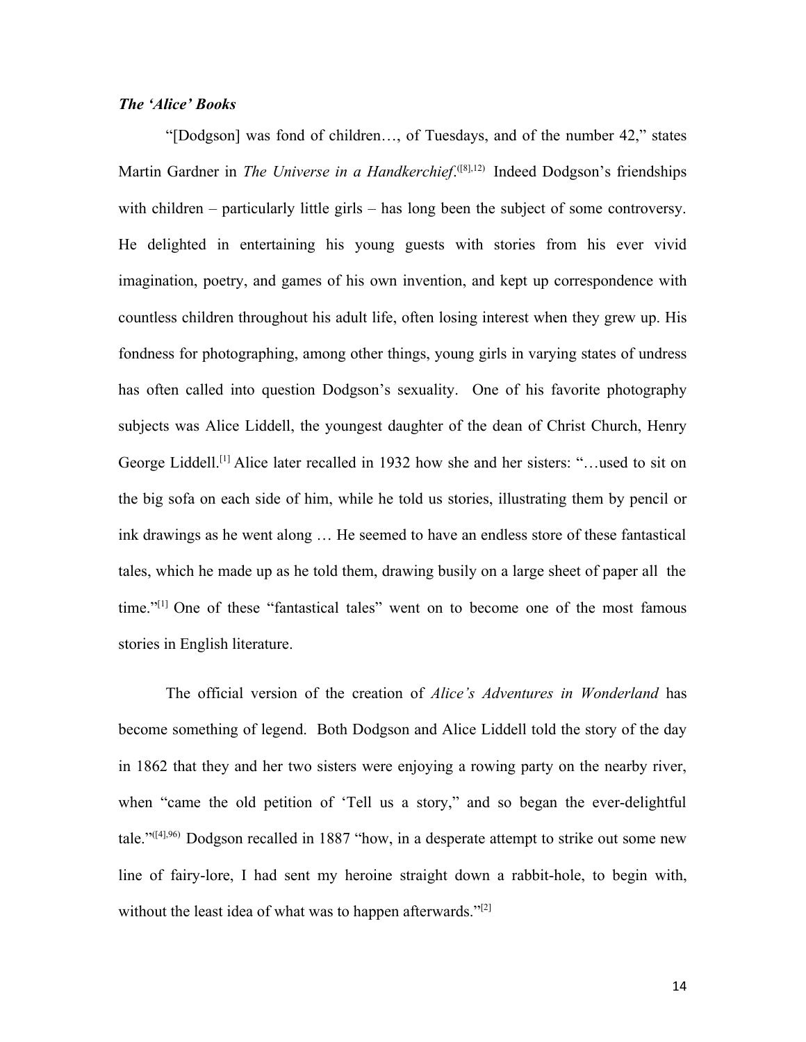### ***The 'Alice' Books***

"[Dodgson] was fond of children…, of Tuesdays, and of the number 42," states Martin Gardner in *The Universe in a Handkerchief*.([8],12) Indeed Dodgson's friendships with children – particularly little girls – has long been the subject of some controversy. He delighted in entertaining his young guests with stories from his ever vivid imagination, poetry, and games of his own invention, and kept up correspondence with countless children throughout his adult life, often losing interest when they grew up. His fondness for photographing, among other things, young girls in varying states of undress has often called into question Dodgson's sexuality. One of his favorite photography subjects was Alice Liddell, the youngest daughter of the dean of Christ Church, Henry George Liddell.[1] Alice later recalled in 1932 how she and her sisters: "…used to sit on the big sofa on each side of him, while he told us stories, illustrating them by pencil or ink drawings as he went along … He seemed to have an endless store of these fantastical tales, which he made up as he told them, drawing busily on a large sheet of paper all the time."[1] One of these "fantastical tales" went on to become one of the most famous stories in English literature.

The official version of the creation of *Alice's Adventures in Wonderland* has become something of legend. Both Dodgson and Alice Liddell told the story of the day in 1862 that they and her two sisters were enjoying a rowing party on the nearby river, when "came the old petition of 'Tell us a story," and so began the ever-delightful tale."([4],96) Dodgson recalled in 1887 "how, in a desperate attempt to strike out some new line of fairy-lore, I had sent my heroine straight down a rabbit-hole, to begin with, without the least idea of what was to happen afterwards."[2]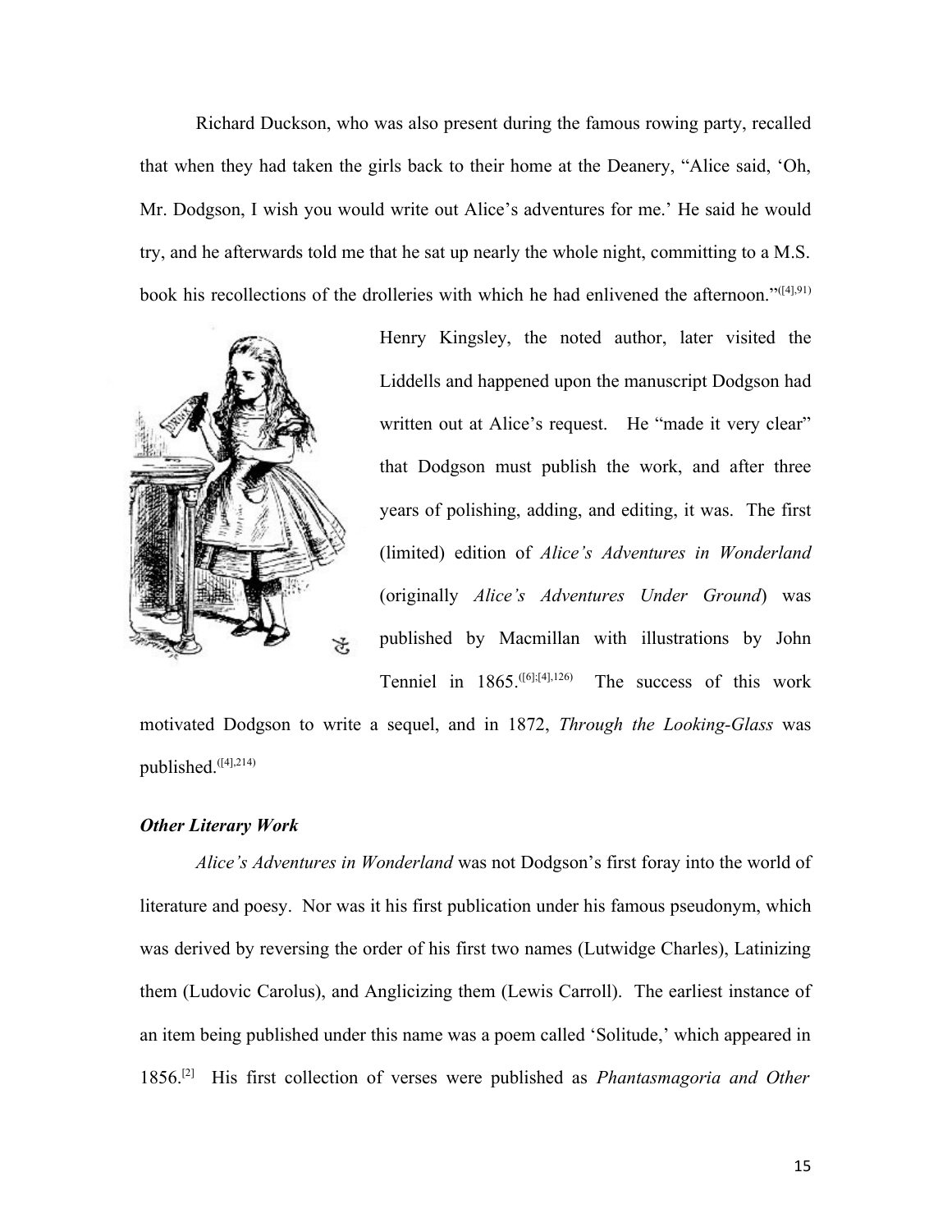Richard Duckson, who was also present during the famous rowing party, recalled that when they had taken the girls back to their home at the Deanery, "Alice said, 'Oh, Mr. Dodgson, I wish you would write out Alice's adventures for me.' He said he would try, and he afterwards told me that he sat up nearly the whole night, committing to a M.S. book his recollections of the drolleries with which he had enlivened the afternoon."([4],91)

Henry Kingsley, the noted author, later visited the Liddells and happened upon the manuscript Dodgson had written out at Alice's request. He "made it very clear" that Dodgson must publish the work, and after three years of polishing, adding, and editing, it was. The first (limited) edition of *Alice's Adventures in Wonderland* (originally *Alice's Adventures Under Ground*) was published by Macmillan with illustrations by John Tenniel in 1865.([6];[4],126) The success of this work motivated Dodgson to write a sequel, and in 1872, *Through the Looking-Glass* was published.([4],214)

### *Other Literary Work*

*Alice's Adventures in Wonderland* was not Dodgson's first foray into the world of literature and poesy. Nor was it his first publication under his famous pseudonym, which was derived by reversing the order of his first two names (Lutwidge Charles), Latinizing them (Ludovic Carolus), and Anglicizing them (Lewis Carroll). The earliest instance of an item being published under this name was a poem called 'Solitude,' which appeared in 1856.[2] His first collection of verses were published as *Phantasmagoria and Other*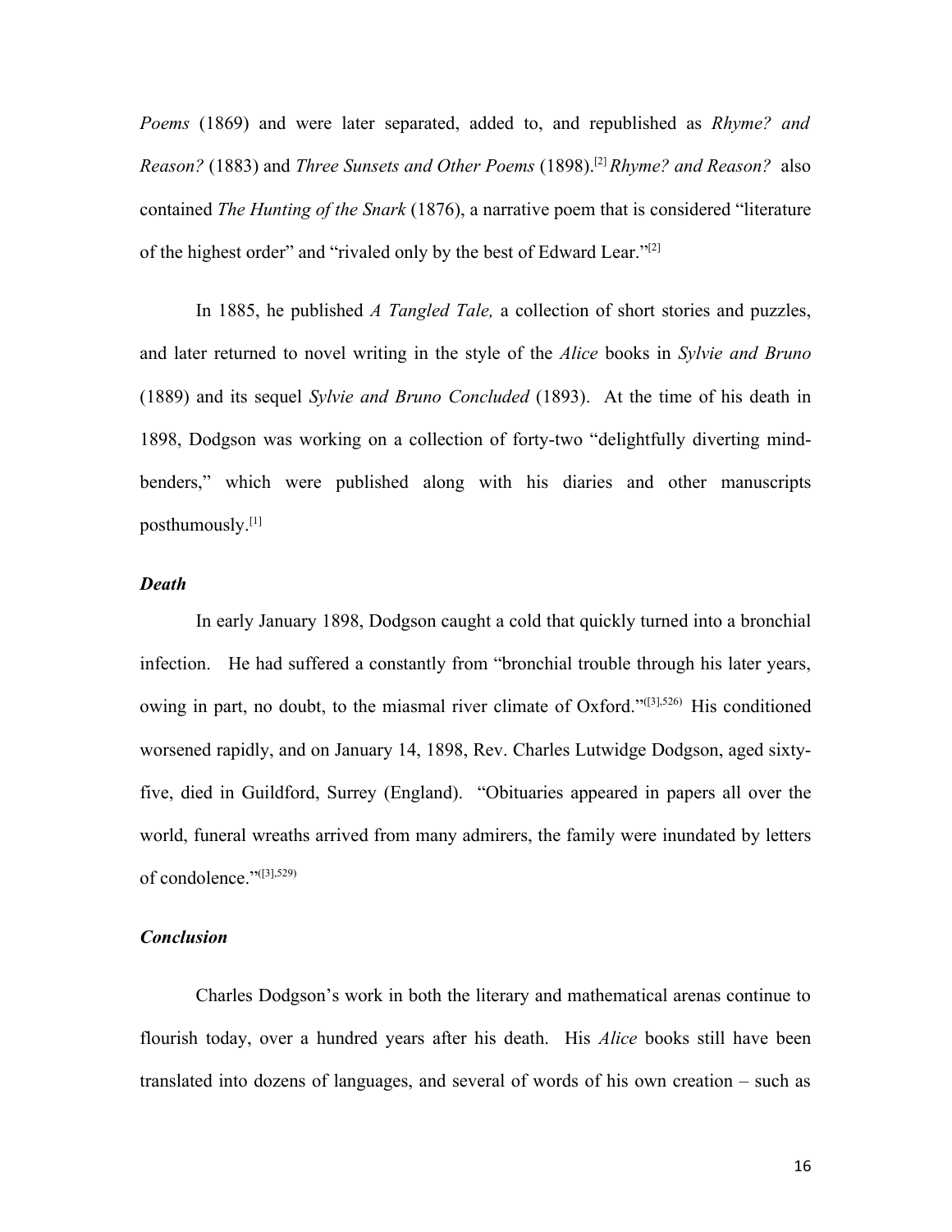*Poems* (1869) and were later separated, added to, and republished as *Rhyme? and Reason?* (1883) and *Three Sunsets and Other Poems* (1898).[2] *Rhyme? and Reason?* also contained *The Hunting of the Snark* (1876), a narrative poem that is considered "literature of the highest order" and "rivaled only by the best of Edward Lear."[2]

In 1885, he published *A Tangled Tale,* a collection of short stories and puzzles, and later returned to novel writing in the style of the *Alice* books in *Sylvie and Bruno* (1889) and its sequel *Sylvie and Bruno Concluded* (1893). At the time of his death in 1898, Dodgson was working on a collection of forty-two "delightfully diverting mind-benders," which were published along with his diaries and other manuscripts posthumously.[1]

### *Death*

In early January 1898, Dodgson caught a cold that quickly turned into a bronchial infection. He had suffered a constantly from "bronchial trouble through his later years, owing in part, no doubt, to the miasmal river climate of Oxford."([3],526) His conditioned worsened rapidly, and on January 14, 1898, Rev. Charles Lutwidge Dodgson, aged sixty-five, died in Guildford, Surrey (England). "Obituaries appeared in papers all over the world, funeral wreaths arrived from many admirers, the family were inundated by letters of condolence."([3],529)

### *Conclusion*

Charles Dodgson's work in both the literary and mathematical arenas continue to flourish today, over a hundred years after his death. His *Alice* books still have been translated into dozens of languages, and several of words of his own creation – such as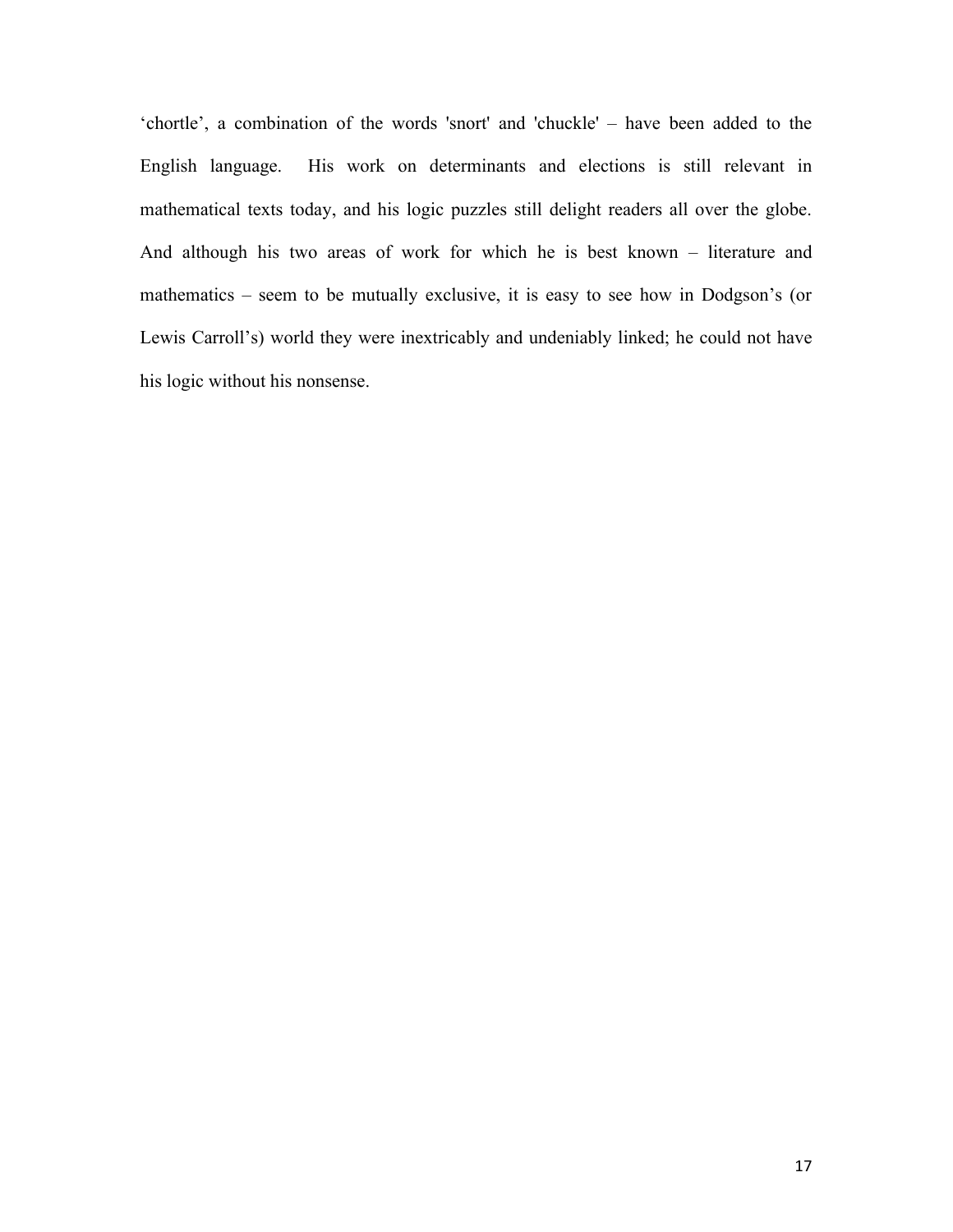'chortle', a combination of the words 'snort' and 'chuckle' – have been added to the English language. His work on determinants and elections is still relevant in mathematical texts today, and his logic puzzles still delight readers all over the globe. And although his two areas of work for which he is best known – literature and mathematics – seem to be mutually exclusive, it is easy to see how in Dodgson's (or Lewis Carroll's) world they were inextricably and undeniably linked; he could not have his logic without his nonsense.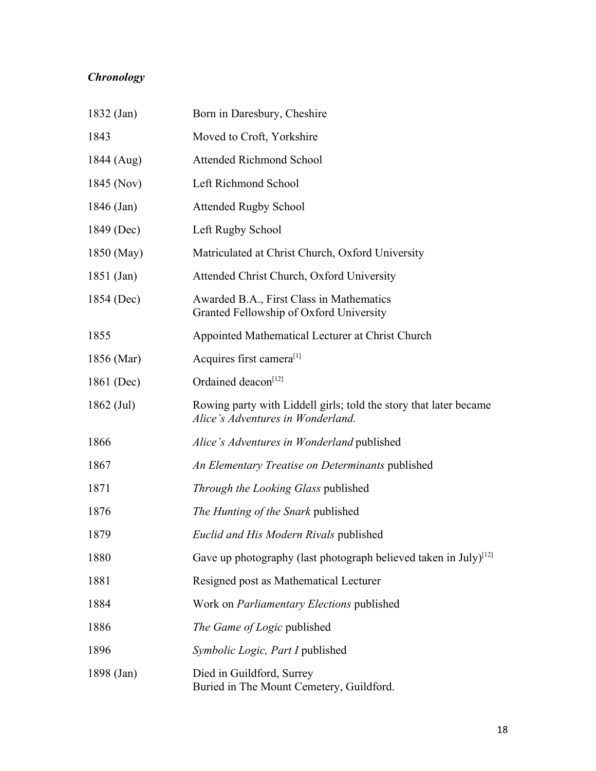### ***Chronology***

| | |
|---|---|
| 1832 (Jan) | Born in Daresbury, Cheshire |
| 1843 | Moved to Croft, Yorkshire |
| 1844 (Aug) | Attended Richmond School |
| 1845 (Nov) | Left Richmond School |
| 1846 (Jan) | Attended Rugby School |
| 1849 (Dec) | Left Rugby School |
| 1850 (May) | Matriculated at Christ Church, Oxford University |
| 1851 (Jan) | Attended Christ Church, Oxford University |
| 1854 (Dec) | Awarded B.A., First Class in Mathematics<br>Granted Fellowship of Oxford University |
| 1855 | Appointed Mathematical Lecturer at Christ Church |
| 1856 (Mar) | Acquires first camera[1] |
| 1861 (Dec) | Ordained deacon[12] |
| 1862 (Jul) | Rowing party with Liddell girls; told the story that later became *Alice's Adventures in Wonderland.* |
| 1866 | *Alice's Adventures in Wonderland* published |
| 1867 | *An Elementary Treatise on Determinants* published |
| 1871 | *Through the Looking Glass* published |
| 1876 | *The Hunting of the Snark* published |
| 1879 | *Euclid and His Modern Rivals* published |
| 1880 | Gave up photography (last photograph believed taken in July)[12] |
| 1881 | Resigned post as Mathematical Lecturer |
| 1884 | Work on *Parliamentary Elections* published |
| 1886 | *The Game of Logic* published |
| 1896 | *Symbolic Logic, Part I* published |
| 1898 (Jan) | Died in Guildford, Surrey<br>Buried in The Mount Cemetery, Guildford. |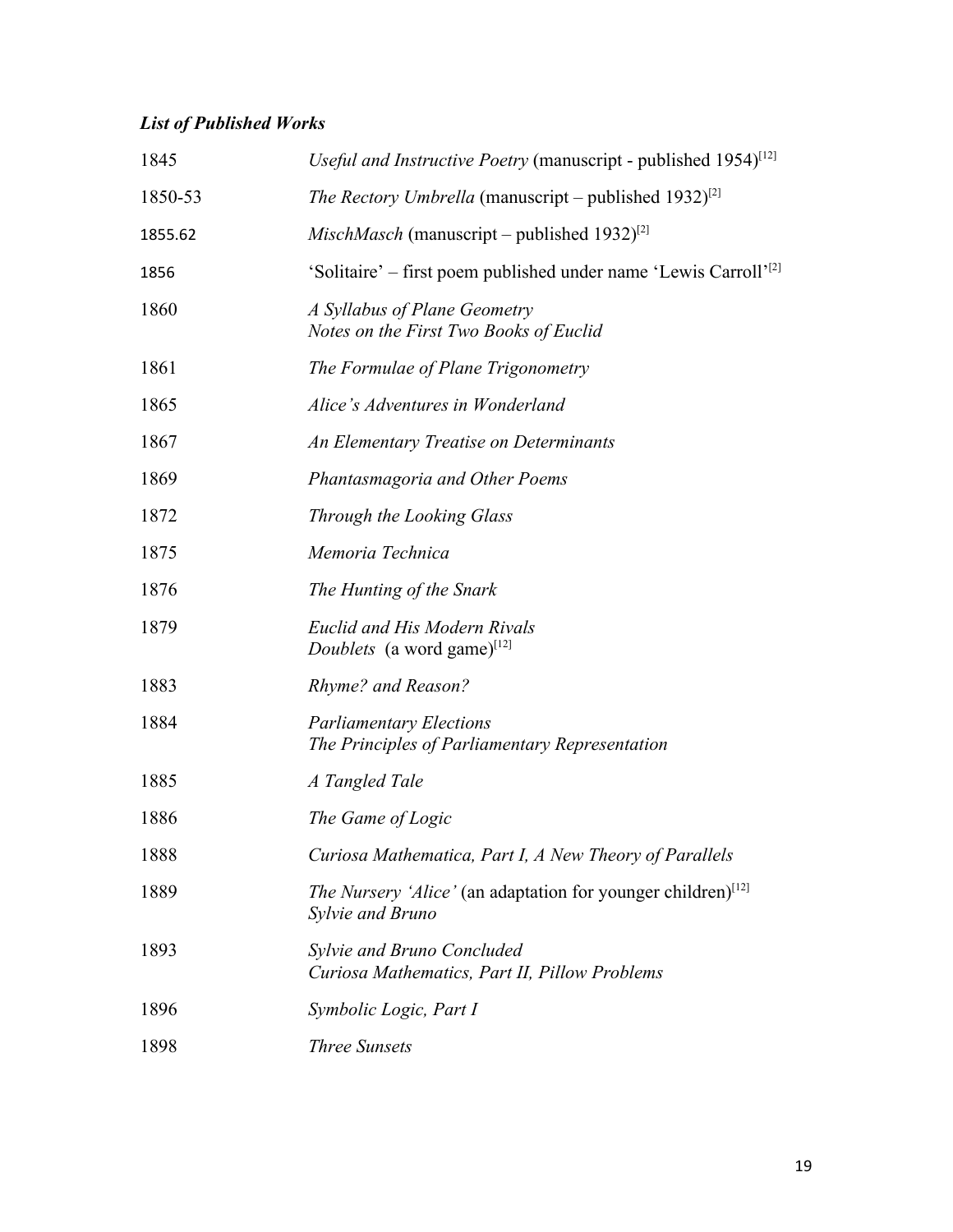### ***List of Published Works***

| | |
|---|---|
| 1845 | *Useful and Instructive Poetry* (manuscript - published 1954)[12] |
| 1850-53 | *The Rectory Umbrella* (manuscript – published 1932)[2] |
| 1855.62 | *MischMasch* (manuscript – published 1932)[2] |
| 1856 | 'Solitaire' – first poem published under name 'Lewis Carroll'[2] |
| 1860 | *A Syllabus of Plane Geometry*<br>*Notes on the First Two Books of Euclid* |
| 1861 | *The Formulae of Plane Trigonometry* |
| 1865 | *Alice's Adventures in Wonderland* |
| 1867 | *An Elementary Treatise on Determinants* |
| 1869 | *Phantasmagoria and Other Poems* |
| 1872 | *Through the Looking Glass* |
| 1875 | *Memoria Technica* |
| 1876 | *The Hunting of the Snark* |
| 1879 | *Euclid and His Modern Rivals*<br>*Doublets* (a word game)[12] |
| 1883 | *Rhyme? and Reason?* |
| 1884 | *Parliamentary Elections*<br>*The Principles of Parliamentary Representation* |
| 1885 | *A Tangled Tale* |
| 1886 | *The Game of Logic* |
| 1888 | *Curiosa Mathematica, Part I, A New Theory of Parallels* |
| 1889 | *The Nursery 'Alice'* (an adaptation for younger children)[12]<br>*Sylvie and Bruno* |
| 1893 | *Sylvie and Bruno Concluded*<br>*Curiosa Mathematics, Part II, Pillow Problems* |
| 1896 | *Symbolic Logic, Part I* |
| 1898 | *Three Sunsets* |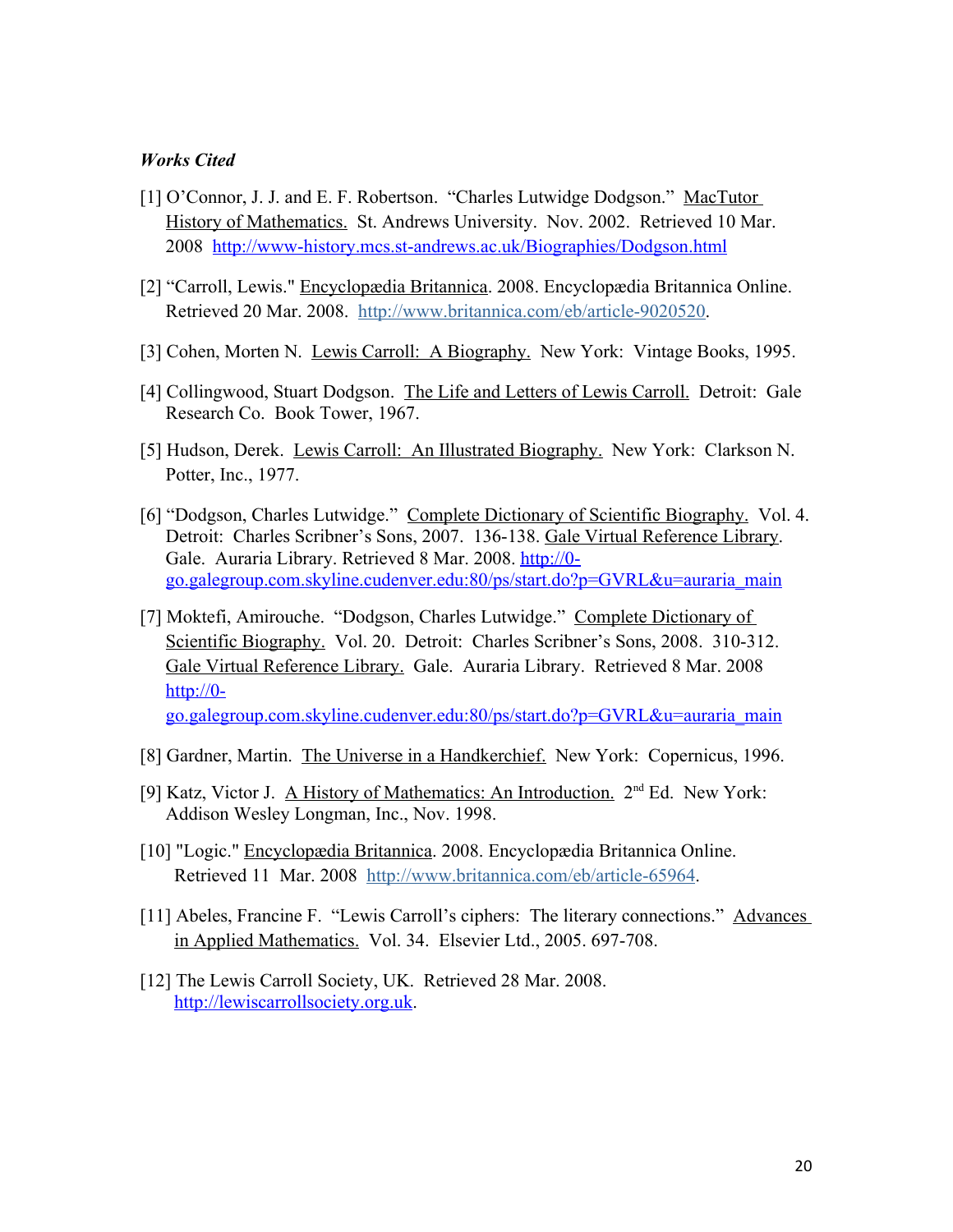***Works Cited***

[1] O'Connor, J. J. and E. F. Robertson. "Charles Lutwidge Dodgson." MacTutor History of Mathematics. St. Andrews University. Nov. 2002. Retrieved 10 Mar. 2008 http://www-history.mcs.st-andrews.ac.uk/Biographies/Dodgson.html

[2] "Carroll, Lewis." Encyclopædia Britannica. 2008. Encyclopædia Britannica Online. Retrieved 20 Mar. 2008. http://www.britannica.com/eb/article-9020520.

[3] Cohen, Morten N. Lewis Carroll: A Biography. New York: Vintage Books, 1995.

[4] Collingwood, Stuart Dodgson. The Life and Letters of Lewis Carroll. Detroit: Gale Research Co. Book Tower, 1967.

[5] Hudson, Derek. Lewis Carroll: An Illustrated Biography. New York: Clarkson N. Potter, Inc., 1977.

[6] "Dodgson, Charles Lutwidge." Complete Dictionary of Scientific Biography. Vol. 4. Detroit: Charles Scribner's Sons, 2007. 136-138. Gale Virtual Reference Library. Gale. Auraria Library. Retrieved 8 Mar. 2008. http://0-go.galegroup.com.skyline.cudenver.edu:80/ps/start.do?p=GVRL&u=auraria_main

[7] Moktefi, Amirouche. "Dodgson, Charles Lutwidge." Complete Dictionary of Scientific Biography. Vol. 20. Detroit: Charles Scribner's Sons, 2008. 310-312. Gale Virtual Reference Library. Gale. Auraria Library. Retrieved 8 Mar. 2008 http://0-go.galegroup.com.skyline.cudenver.edu:80/ps/start.do?p=GVRL&u=auraria_main

[8] Gardner, Martin. The Universe in a Handkerchief. New York: Copernicus, 1996.

[9] Katz, Victor J. A History of Mathematics: An Introduction. 2nd Ed. New York: Addison Wesley Longman, Inc., Nov. 1998.

[10] "Logic." Encyclopædia Britannica. 2008. Encyclopædia Britannica Online. Retrieved 11 Mar. 2008 http://www.britannica.com/eb/article-65964.

[11] Abeles, Francine F. "Lewis Carroll's ciphers: The literary connections." Advances in Applied Mathematics. Vol. 34. Elsevier Ltd., 2005. 697-708.

[12] The Lewis Carroll Society, UK. Retrieved 28 Mar. 2008. http://lewiscarrollsociety.org.uk.